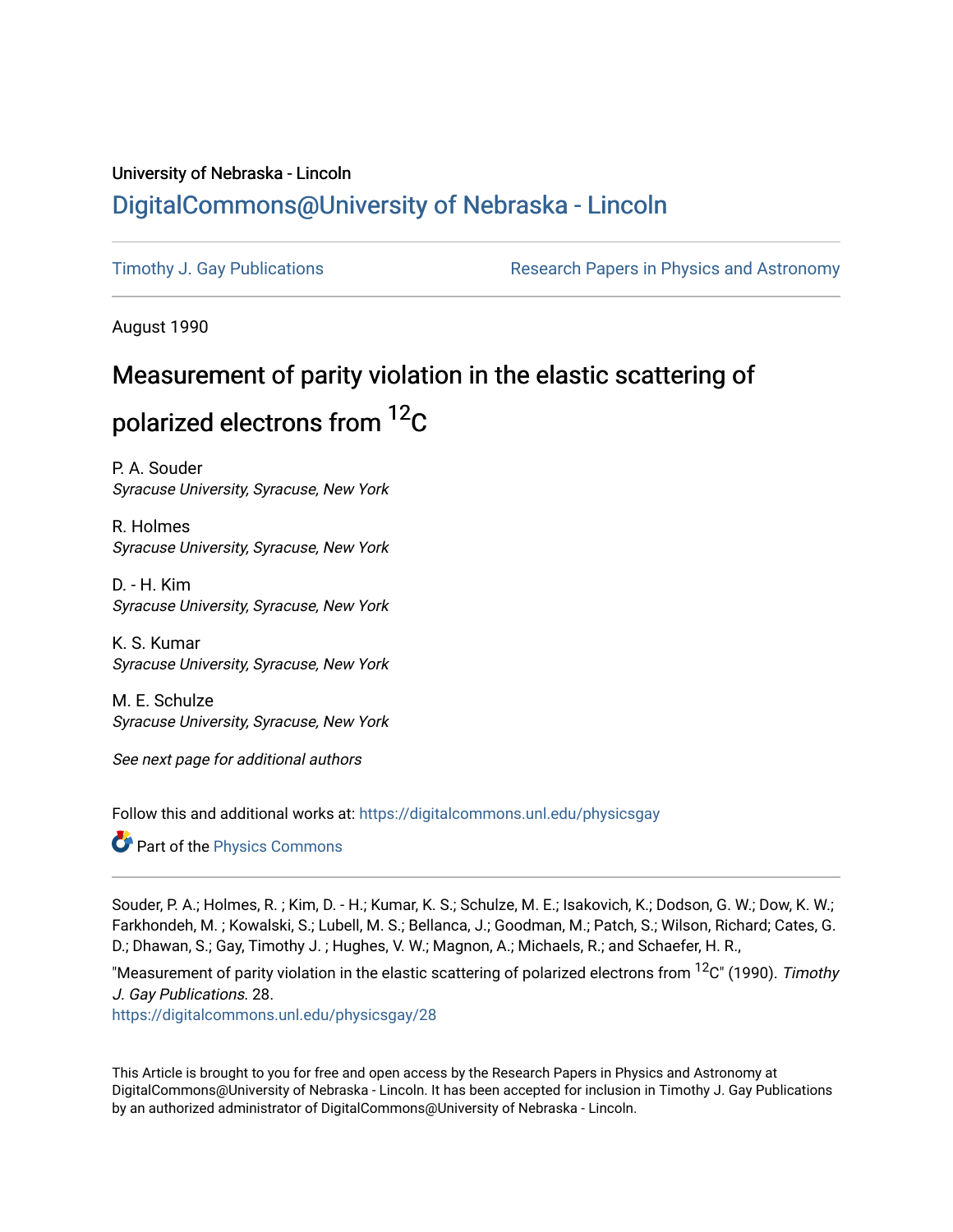University of Nebraska - Lincoln

# DigitalCommons@University of Nebraska - Lincoln

Timothy J. Gay Publications

Research Papers in Physics and Astronomy

August 1990

## Measurement of parity violation in the elastic scattering of polarized electrons from $^{12}C$

P. A. Souder
*Syracuse University, Syracuse, New York*

R. Holmes
*Syracuse University, Syracuse, New York*

D. - H. Kim
*Syracuse University, Syracuse, New York*

K. S. Kumar
*Syracuse University, Syracuse, New York*

M. E. Schulze
*Syracuse University, Syracuse, New York*

*See next page for additional authors*

Follow this and additional works at: https://digitalcommons.unl.edu/physicsgay

Part of the Physics Commons

Souder, P. A.; Holmes, R. ; Kim, D. - H.; Kumar, K. S.; Schulze, M. E.; Isakovich, K.; Dodson, G. W.; Dow, K. W.; Farkhondeh, M. ; Kowalski, S.; Lubell, M. S.; Bellanca, J.; Goodman, M.; Patch, S.; Wilson, Richard; Cates, G. D.; Dhawan, S.; Gay, Timothy J. ; Hughes, V. W.; Magnon, A.; Michaels, R.; and Schaefer, H. R.,

"Measurement of parity violation in the elastic scattering of polarized electrons from $^{12}C$" (1990). *Timothy J. Gay Publications*. 28.
https://digitalcommons.unl.edu/physicsgay/28

This Article is brought to you for free and open access by the Research Papers in Physics and Astronomy at DigitalCommons@University of Nebraska - Lincoln. It has been accepted for inclusion in Timothy J. Gay Publications by an authorized administrator of DigitalCommons@University of Nebraska - Lincoln.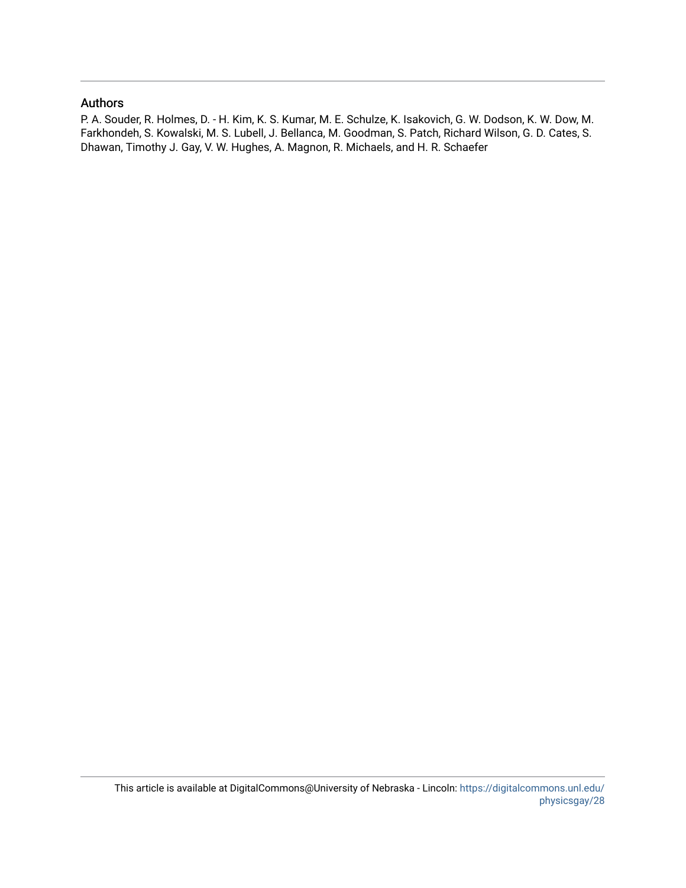## Authors

P. A. Souder, R. Holmes, D. - H. Kim, K. S. Kumar, M. E. Schulze, K. Isakovich, G. W. Dodson, K. W. Dow, M. Farkhondeh, S. Kowalski, M. S. Lubell, J. Bellanca, M. Goodman, S. Patch, Richard Wilson, G. D. Cates, S. Dhawan, Timothy J. Gay, V. W. Hughes, A. Magnon, R. Michaels, and H. R. Schaefer

This article is available at DigitalCommons@University of Nebraska - Lincoln: https://digitalcommons.unl.edu/physicsgay/28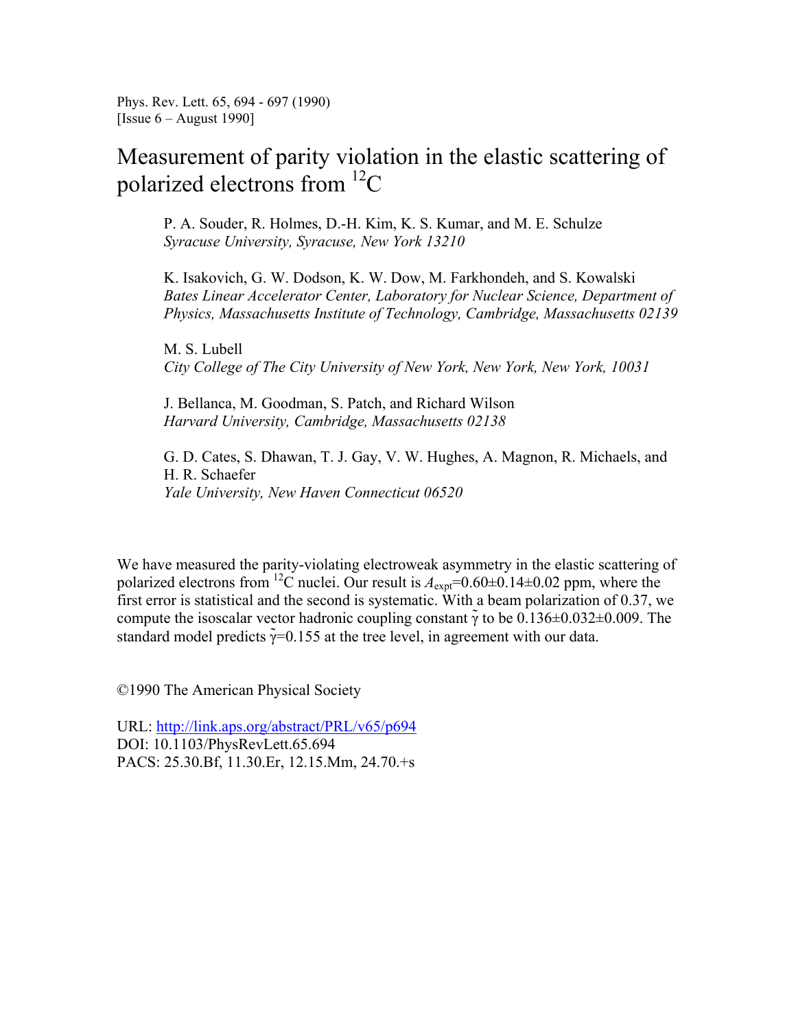Phys. Rev. Lett. 65, 694 - 697 (1990)
[Issue 6 – August 1990]

# Measurement of parity violation in the elastic scattering of polarized electrons from $^{12}C$

P. A. Souder, R. Holmes, D.-H. Kim, K. S. Kumar, and M. E. Schulze
*Syracuse University, Syracuse, New York 13210*

K. Isakovich, G. W. Dodson, K. W. Dow, M. Farkhondeh, and S. Kowalski
*Bates Linear Accelerator Center, Laboratory for Nuclear Science, Department of Physics, Massachusetts Institute of Technology, Cambridge, Massachusetts 02139*

M. S. Lubell
*City College of The City University of New York, New York, New York, 10031*

J. Bellanca, M. Goodman, S. Patch, and Richard Wilson
*Harvard University, Cambridge, Massachusetts 02138*

G. D. Cates, S. Dhawan, T. J. Gay, V. W. Hughes, A. Magnon, R. Michaels, and H. R. Schaefer
*Yale University, New Haven Connecticut 06520*

We have measured the parity-violating electroweak asymmetry in the elastic scattering of polarized electrons from $^{12}C$ nuclei. Our result is $A_{expt}$=0.60±0.14±0.02 ppm, where the first error is statistical and the second is systematic. With a beam polarization of 0.37, we compute the isoscalar vector hadronic coupling constant $\tilde{\gamma}$ to be 0.136±0.032±0.009. The standard model predicts $\tilde{\gamma}$=0.155 at the tree level, in agreement with our data.

©1990 The American Physical Society

URL: http://link.aps.org/abstract/PRL/v65/p694
DOI: 10.1103/PhysRevLett.65.694
PACS: 25.30.Bf, 11.30.Er, 12.15.Mm, 24.70.+s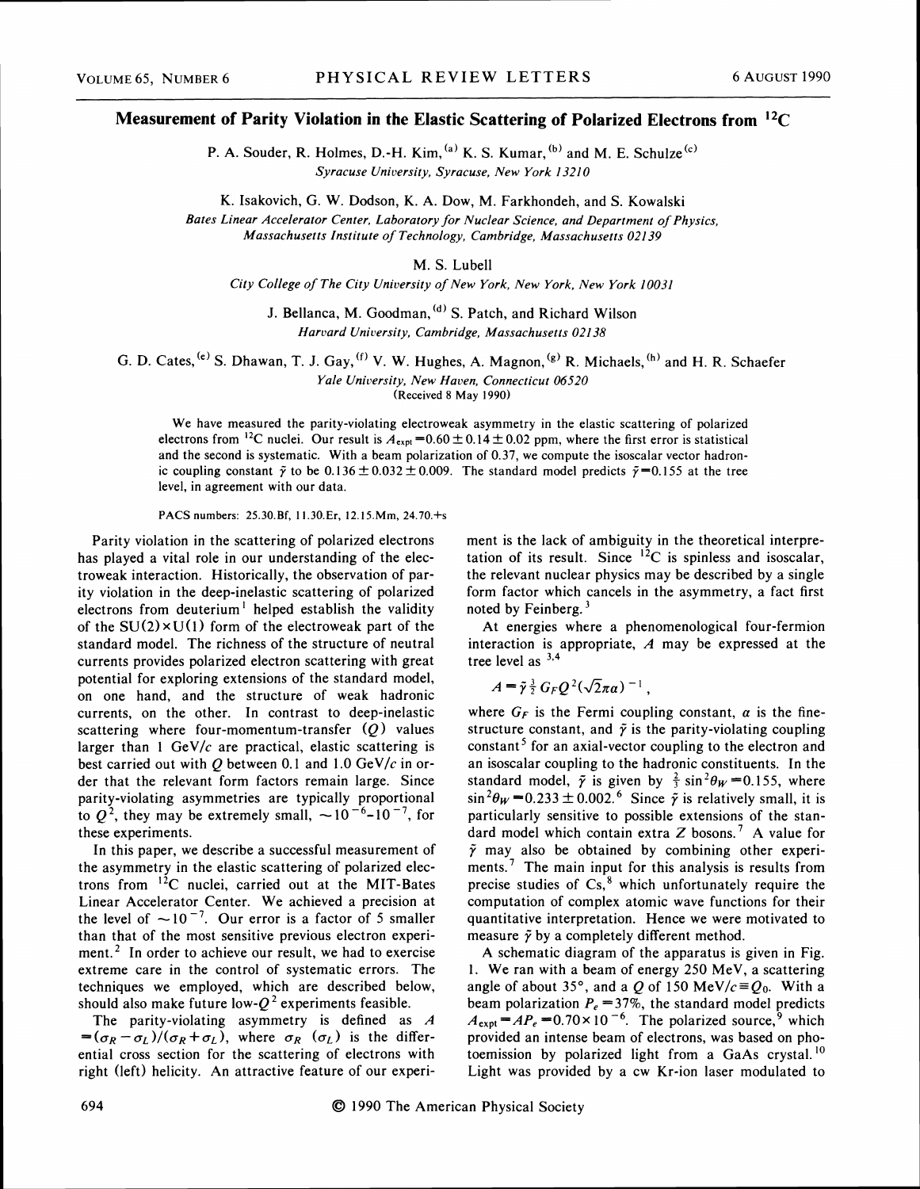# Measurement of Parity Violation in the Elastic Scattering of Polarized Electrons from $^{12}C$

P. A. Souder, R. Holmes, D.-H. Kim,[a] K. S. Kumar,[b] and M. E. Schulze[c]
*Syracuse University, Syracuse, New York 13210*

K. Isakovich, G. W. Dodson, K. A. Dow, M. Farkhondeh, and S. Kowalski
*Bates Linear Accelerator Center, Laboratory for Nuclear Science, and Department of Physics, Massachusetts Institute of Technology, Cambridge, Massachusetts 02139*

M. S. Lubell
*City College of The City University of New York, New York, New York 10031*

J. Bellanca, M. Goodman,[d] S. Patch, and Richard Wilson
*Harvard University, Cambridge, Massachusetts 02138*

G. D. Cates,[e] S. Dhawan, T. J. Gay,[f] V. W. Hughes, A. Magnon,[g] R. Michaels,[h] and H. R. Schaefer
*Yale University, New Haven, Connecticut 06520*
(Received 8 May 1990)

We have measured the parity-violating electroweak asymmetry in the elastic scattering of polarized electrons from $^{12}C$ nuclei. Our result is $A_{expt} = 0.60 \pm 0.14 \pm 0.02$ ppm, where the first error is statistical and the second is systematic. With a beam polarization of 0.37, we compute the isoscalar vector hadronic coupling constant $\tilde{\gamma}$ to be $0.136 \pm 0.032 \pm 0.009$. The standard model predicts $\tilde{\gamma} = 0.155$ at the tree level, in agreement with our data.

PACS numbers: 25.30.Bf, 11.30.Er, 12.15.Mm, 24.70.+s

Parity violation in the scattering of polarized electrons has played a vital role in our understanding of the electroweak interaction. Historically, the observation of parity violation in the deep-inelastic scattering of polarized electrons from deuterium[1] helped establish the validity of the $SU(2) \times U(1)$ form of the electroweak part of the standard model. The richness of the structure of neutral currents provides polarized electron scattering with great potential for exploring extensions of the standard model, on one hand, and the structure of weak hadronic currents, on the other. In contrast to deep-inelastic scattering where four-momentum-transfer ($Q$) values larger than 1 GeV/$c$ are practical, elastic scattering is best carried out with $Q$ between 0.1 and 1.0 GeV/$c$ in order that the relevant form factors remain large. Since parity-violating asymmetries are typically proportional to $Q^2$, they may be extremely small, $\sim 10^{-6}$–$10^{-7}$, for these experiments.

In this paper, we describe a successful measurement of the asymmetry in the elastic scattering of polarized electrons from $^{12}C$ nuclei, carried out at the MIT-Bates Linear Accelerator Center. We achieved a precision at the level of $\sim 10^{-7}$. Our error is a factor of 5 smaller than that of the most sensitive previous electron experiment.[2] In order to achieve our result, we had to exercise extreme care in the control of systematic errors. The techniques we employed, which are described below, should also make future low-$Q^2$ experiments feasible.

The parity-violating asymmetry is defined as $A = (\sigma_R - \sigma_L)/(\sigma_R + \sigma_L)$, where $\sigma_R$ ($\sigma_L$) is the differential cross section for the scattering of electrons with right (left) helicity. An attractive feature of our experiment is the lack of ambiguity in the theoretical interpretation of its result. Since $^{12}C$ is spinless and isoscalar, the relevant nuclear physics may be described by a single form factor which cancels in the asymmetry, a fact first noted by Feinberg.[3]

At energies where a phenomenological four-fermion interaction is appropriate, $A$ may be expressed at the tree level as[3,4]

$$A = \tilde{\gamma} \tfrac{3}{2} G_F Q^2 (\sqrt{2}\pi\alpha)^{-1},$$

where $G_F$ is the Fermi coupling constant, $\alpha$ is the fine-structure constant, and $\tilde{\gamma}$ is the parity-violating coupling constant[5] for an axial-vector coupling to the electron and an isoscalar coupling to the hadronic constituents. In the standard model, $\tilde{\gamma}$ is given by $\frac{2}{3}\sin^2\theta_W = 0.155$, where $\sin^2\theta_W = 0.233 \pm 0.002$.[6] Since $\tilde{\gamma}$ is relatively small, it is particularly sensitive to possible extensions of the standard model which contain extra $Z$ bosons.[7] A value for $\tilde{\gamma}$ may also be obtained by combining other experiments.[7] The main input for this analysis is results from precise studies of Cs,[8] which unfortunately require the computation of complex atomic wave functions for their quantitative interpretation. Hence we were motivated to measure $\tilde{\gamma}$ by a completely different method.

A schematic diagram of the apparatus is given in Fig. 1. We ran with a beam of energy 250 MeV, a scattering angle of about 35°, and a $Q$ of 150 MeV/$c \equiv Q_0$. With a beam polarization $P_e = 37\%$, the standard model predicts $A_{expt} = AP_e = 0.70 \times 10^{-6}$. The polarized source,[9] which provided an intense beam of electrons, was based on photoemission by polarized light from a GaAs crystal.[10] Light was provided by a cw Kr-ion laser modulated to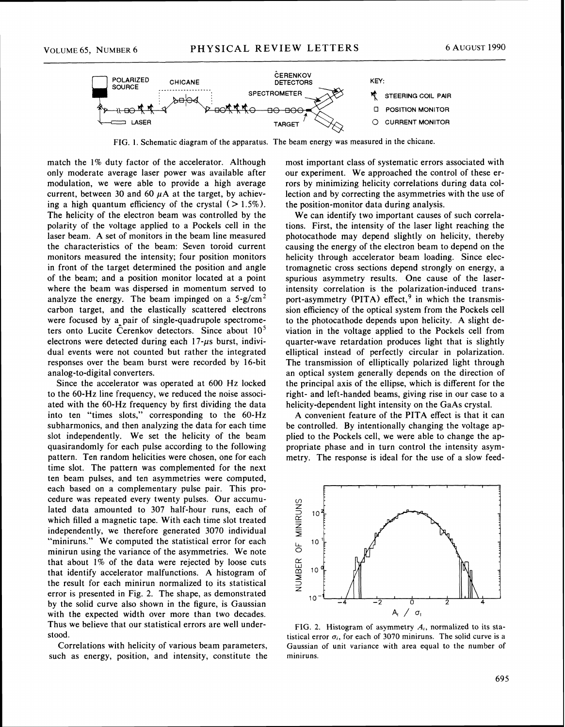FIG. 1. Schematic diagram of the apparatus. The beam energy was measured in the chicane.

match the 1% duty factor of the accelerator. Although only moderate average laser power was available after modulation, we were able to provide a high average current, between 30 and 60 $\mu$A at the target, by achieving a high quantum efficiency of the crystal ($>1.5\%$). The helicity of the electron beam was controlled by the polarity of the voltage applied to a Pockels cell in the laser beam. A set of monitors in the beam line measured the characteristics of the beam: Seven toroid current monitors measured the intensity; four position monitors in front of the target determined the position and angle of the beam; and a position monitor located at a point where the beam was dispersed in momentum served to analyze the energy. The beam impinged on a 5-g/cm$^2$ carbon target, and the elastically scattered electrons were focused by a pair of single-quadrupole spectrometers onto Lucite Čerenkov detectors. Since about $10^5$ electrons were detected during each 17-$\mu$s burst, individual events were not counted but rather the integrated responses over the beam burst were recorded by 16-bit analog-to-digital converters.

Since the accelerator was operated at 600 Hz locked to the 60-Hz line frequency, we reduced the noise associated with the 60-Hz frequency by first dividing the data into ten "times slots," corresponding to the 60-Hz subharmonics, and then analyzing the data for each time slot independently. We set the helicity of the beam quasirandomly for each pulse according to the following pattern. Ten random helicities were chosen, one for each time slot. The pattern was complemented for the next ten beam pulses, and ten asymmetries were computed, each based on a complementary pulse pair. This procedure was repeated every twenty pulses. Our accumulated data amounted to 307 half-hour runs, each of which filled a magnetic tape. With each time slot treated independently, we therefore generated 3070 individual "miniruns." We computed the statistical error for each minirun using the variance of the asymmetries. We note that about 1% of the data were rejected by loose cuts that identify accelerator malfunctions. A histogram of the result for each minirun normalized to its statistical error is presented in Fig. 2. The shape, as demonstrated by the solid curve also shown in the figure, is Gaussian with the expected width over more than two decades. Thus we believe that our statistical errors are well understood.

Correlations with helicity of various beam parameters, such as energy, position, and intensity, constitute the most important class of systematic errors associated with our experiment. We approached the control of these errors by minimizing helicity correlations during data collection and by correcting the asymmetries with the use of the position-monitor data during analysis.

We can identify two important causes of such correlations. First, the intensity of the laser light reaching the photocathode may depend slightly on helicity, thereby causing the energy of the electron beam to depend on the helicity through accelerator beam loading. Since electromagnetic cross sections depend strongly on energy, a spurious asymmetry results. One cause of the laser-intensity correlation is the polarization-induced transport-asymmetry (PITA) effect,[9] in which the transmission efficiency of the optical system from the Pockels cell to the photocathode depends upon helicity. A slight deviation in the voltage applied to the Pockels cell from quarter-wave retardation produces light that is slightly elliptical instead of perfectly circular in polarization. The transmission of elliptically polarized light through an optical system generally depends on the direction of the principal axis of the ellipse, which is different for the right- and left-handed beams, giving rise in our case to a helicity-dependent light intensity on the GaAs crystal.

A convenient feature of the PITA effect is that it can be controlled. By intentionally changing the voltage applied to the Pockels cell, we were able to change the appropriate phase and in turn control the intensity asymmetry. The response is ideal for the use of a slow feed-

FIG. 2. Histogram of asymmetry $A_i$, normalized to its statistical error $\sigma_i$, for each of 3070 miniruns. The solid curve is a Gaussian of unit variance with area equal to the number of miniruns.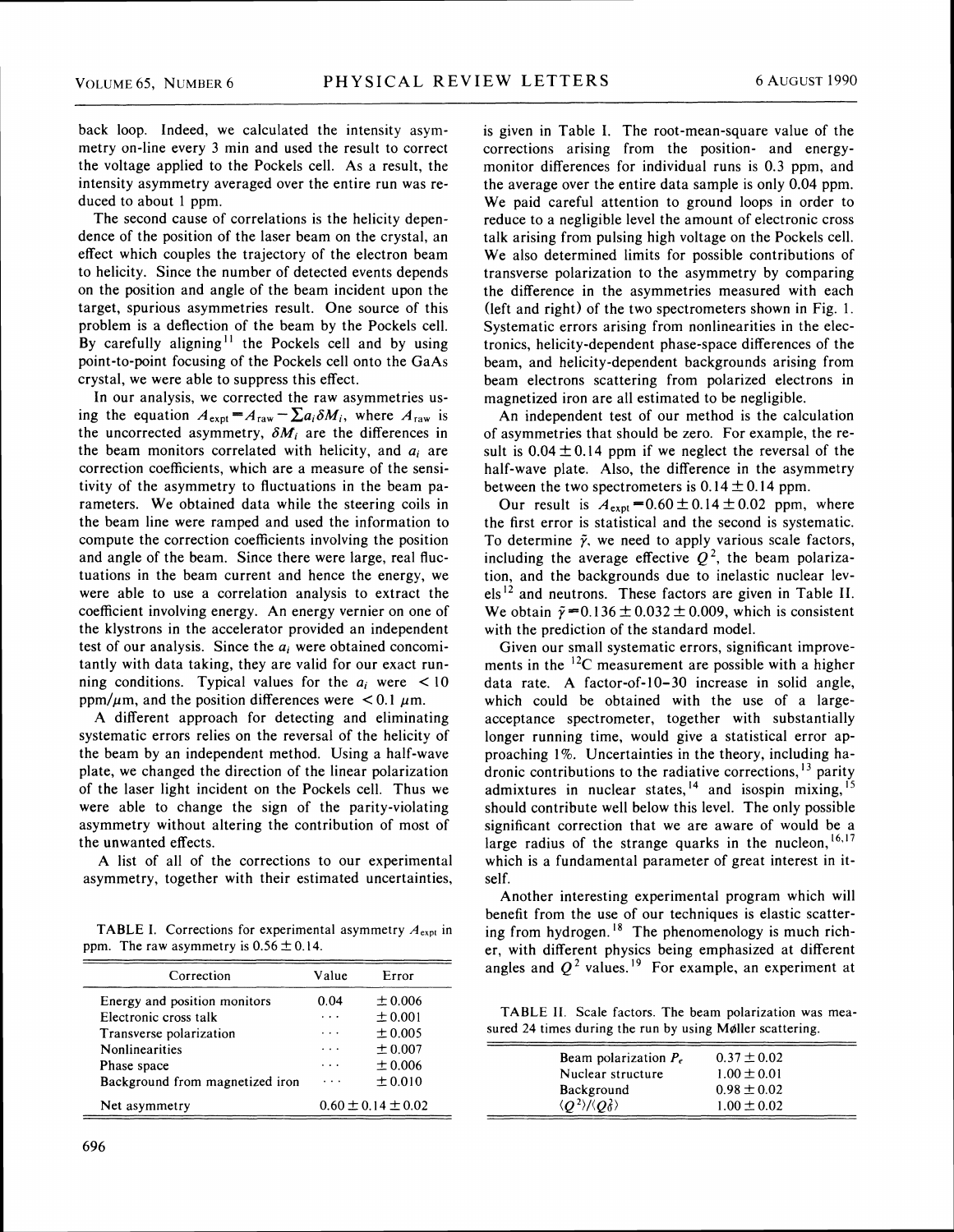back loop. Indeed, we calculated the intensity asymmetry on-line every 3 min and used the result to correct the voltage applied to the Pockels cell. As a result, the intensity asymmetry averaged over the entire run was reduced to about 1 ppm.

The second cause of correlations is the helicity dependence of the position of the laser beam on the crystal, an effect which couples the trajectory of the electron beam to helicity. Since the number of detected events depends on the position and angle of the beam incident upon the target, spurious asymmetries result. One source of this problem is a deflection of the beam by the Pockels cell. By carefully aligning[11] the Pockels cell and by using point-to-point focusing of the Pockels cell onto the GaAs crystal, we were able to suppress this effect.

In our analysis, we corrected the raw asymmetries using the equation $A_{\rm expt} = A_{\rm raw} - \sum a_i \delta M_i$, where $A_{\rm raw}$ is the uncorrected asymmetry, $\delta M_i$ are the differences in the beam monitors correlated with helicity, and $a_i$ are correction coefficients, which are a measure of the sensitivity of the asymmetry to fluctuations in the beam parameters. We obtained data while the steering coils in the beam line were ramped and used the information to compute the correction coefficients involving the position and angle of the beam. Since there were large, real fluctuations in the beam current and hence the energy, we were able to use a correlation analysis to extract the coefficient involving energy. An energy vernier on one of the klystrons in the accelerator provided an independent test of our analysis. Since the $a_i$ were obtained concomitantly with data taking, they are valid for our exact running conditions. Typical values for the $a_i$ were $< 10$ ppm/$\mu$m, and the position differences were $< 0.1$ $\mu$m.

A different approach for detecting and eliminating systematic errors relies on the reversal of the helicity of the beam by an independent method. Using a half-wave plate, we changed the direction of the linear polarization of the laser light incident on the Pockels cell. Thus we were able to change the sign of the parity-violating asymmetry without altering the contribution of most of the unwanted effects.

A list of all of the corrections to our experimental asymmetry, together with their estimated uncertainties, is given in Table I. The root-mean-square value of the corrections arising from the position- and energy-monitor differences for individual runs is 0.3 ppm, and the average over the entire data sample is only 0.04 ppm. We paid careful attention to ground loops in order to reduce to a negligible level the amount of electronic cross talk arising from pulsing high voltage on the Pockels cell. We also determined limits for possible contributions of transverse polarization to the asymmetry by comparing the difference in the asymmetries measured with each (left and right) of the two spectrometers shown in Fig. 1. Systematic errors arising from nonlinearities in the electronics, helicity-dependent phase-space differences of the beam, and helicity-dependent backgrounds arising from beam electrons scattering from polarized electrons in magnetized iron are all estimated to be negligible.

An independent test of our method is the calculation of asymmetries that should be zero. For example, the result is $0.04 \pm 0.14$ ppm if we neglect the reversal of the half-wave plate. Also, the difference in the asymmetry between the two spectrometers is $0.14 \pm 0.14$ ppm.

Our result is $A_{\rm expt} = 0.60 \pm 0.14 \pm 0.02$ ppm, where the first error is statistical and the second is systematic. To determine $\tilde{\gamma}$, we need to apply various scale factors, including the average effective $Q^2$, the beam polarization, and the backgrounds due to inelastic nuclear levels[12] and neutrons. These factors are given in Table II. We obtain $\tilde{\gamma} = 0.136 \pm 0.032 \pm 0.009$, which is consistent with the prediction of the standard model.

Given our small systematic errors, significant improvements in the $^{12}$C measurement are possible with a higher data rate. A factor-of-10–30 increase in solid angle, which could be obtained with the use of a large-acceptance spectrometer, together with substantially longer running time, would give a statistical error approaching 1%. Uncertainties in the theory, including hadronic contributions to the radiative corrections,[13] parity admixtures in nuclear states,[14] and isospin mixing,[15] should contribute well below this level. The only possible significant correction that we are aware of would be a large radius of the strange quarks in the nucleon,[16,17] which is a fundamental parameter of great interest in itself.

Another interesting experimental program which will benefit from the use of our techniques is elastic scattering from hydrogen.[18] The phenomenology is much richer, with different physics being emphasized at different angles and $Q^2$ values.[19] For example, an experiment at

TABLE I. Corrections for experimental asymmetry $A_{\rm expt}$ in ppm. The raw asymmetry is $0.56 \pm 0.14$.

| Correction | Value | Error |
|---|---|---|
| Energy and position monitors | 0.04 | $\pm 0.006$ |
| Electronic cross talk | ... | $\pm 0.001$ |
| Transverse polarization | ... | $\pm 0.005$ |
| Nonlinearities | ... | $\pm 0.007$ |
| Phase space | ... | $\pm 0.006$ |
| Background from magnetized iron | ... | $\pm 0.010$ |
| Net asymmetry | $0.60 \pm 0.14 \pm 0.02$ | |

TABLE II. Scale factors. The beam polarization was measured 24 times during the run by using Møller scattering.

| Factor | Value |
|---|---|
| Beam polarization $P_e$ | $0.37 \pm 0.02$ |
| Nuclear structure | $1.00 \pm 0.01$ |
| Background | $0.98 \pm 0.02$ |
| $\langle Q^2 \rangle / \langle Q_0^2 \rangle$ | $1.00 \pm 0.02$ |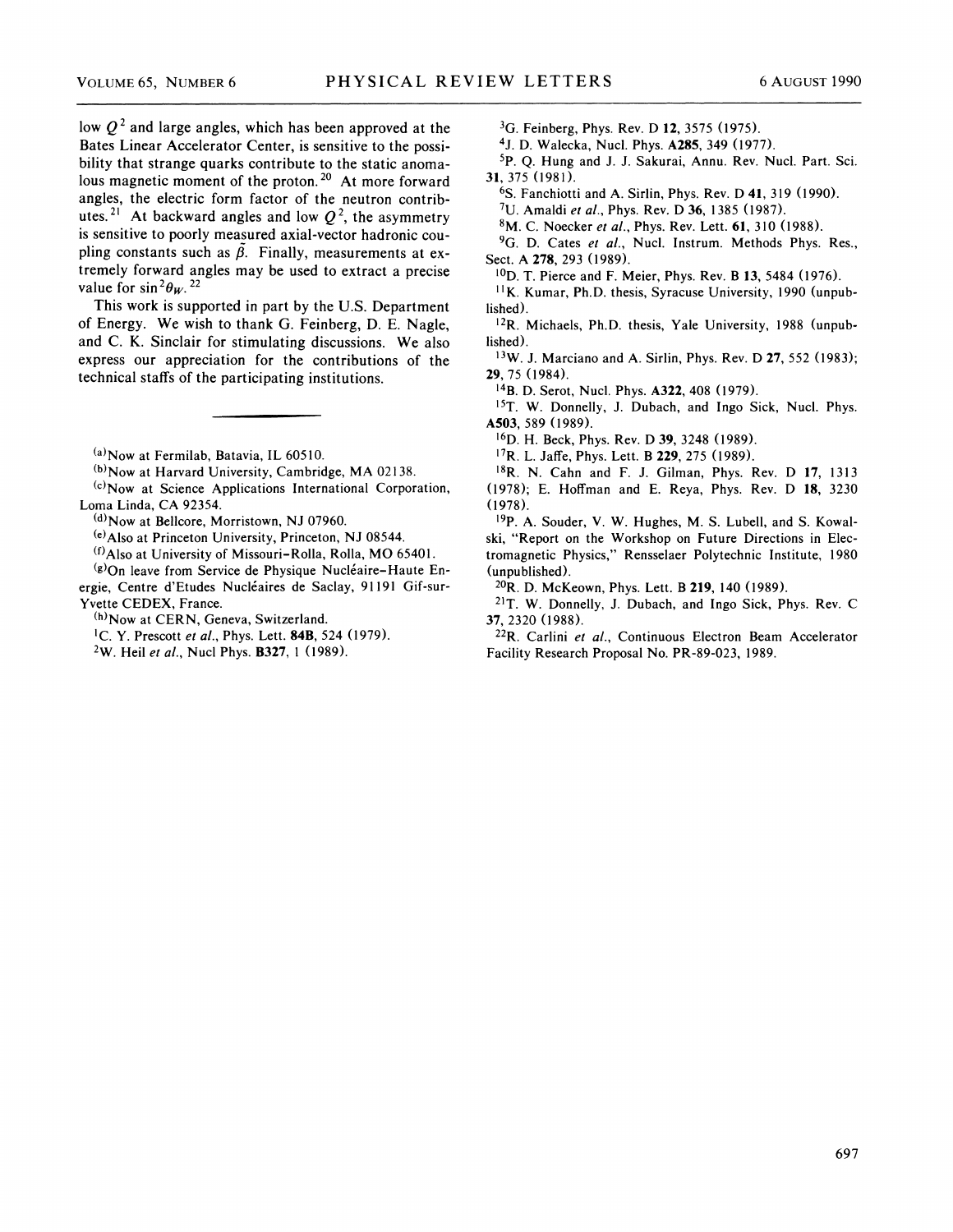low $Q^2$ and large angles, which has been approved at the Bates Linear Accelerator Center, is sensitive to the possibility that strange quarks contribute to the static anomalous magnetic moment of the proton.[20] At more forward angles, the electric form factor of the neutron contributes.[21] At backward angles and low $Q^2$, the asymmetry is sensitive to poorly measured axial-vector hadronic coupling constants such as $\tilde{\beta}$. Finally, measurements at extremely forward angles may be used to extract a precise value for $\sin^2\theta_W$.[22]

This work is supported in part by the U.S. Department of Energy. We wish to thank G. Feinberg, D. E. Nagle, and C. K. Sinclair for stimulating discussions. We also express our appreciation for the contributions of the technical staffs of the participating institutions.

---

[a]Now at Fermilab, Batavia, IL 60510.

[b]Now at Harvard University, Cambridge, MA 02138.

[c]Now at Science Applications International Corporation, Loma Linda, CA 92354.

[d]Now at Bellcore, Morristown, NJ 07960.

[e]Also at Princeton University, Princeton, NJ 08544.

[f]Also at University of Missouri-Rolla, Rolla, MO 65401.

[g]On leave from Service de Physique Nucléaire-Haute Energie, Centre d'Etudes Nucléaires de Saclay, 91191 Gif-sur-Yvette CEDEX, France.

[h]Now at CERN, Geneva, Switzerland.

[1]C. Y. Prescott *et al.*, Phys. Lett. **84B**, 524 (1979).

[2]W. Heil *et al.*, Nucl Phys. **B327**, 1 (1989).

[3]G. Feinberg, Phys. Rev. D **12**, 3575 (1975).

[4]J. D. Walecka, Nucl. Phys. **A285**, 349 (1977).

[5]P. Q. Hung and J. J. Sakurai, Annu. Rev. Nucl. Part. Sci. **31**, 375 (1981).

[6]S. Fanchiotti and A. Sirlin, Phys. Rev. D **41**, 319 (1990).

[7]U. Amaldi *et al.*, Phys. Rev. D **36**, 1385 (1987).

[8]M. C. Noecker *et al.*, Phys. Rev. Lett. **61**, 310 (1988).

[9]G. D. Cates *et al.*, Nucl. Instrum. Methods Phys. Res., Sect. A **278**, 293 (1989).

[10]D. T. Pierce and F. Meier, Phys. Rev. B **13**, 5484 (1976).

[11]K. Kumar, Ph.D. thesis, Syracuse University, 1990 (unpublished).

[12]R. Michaels, Ph.D. thesis, Yale University, 1988 (unpublished).

[13]W. J. Marciano and A. Sirlin, Phys. Rev. D **27**, 552 (1983); **29**, 75 (1984).

[14]B. D. Serot, Nucl. Phys. **A322**, 408 (1979).

[15]T. W. Donnelly, J. Dubach, and Ingo Sick, Nucl. Phys. **A503**, 589 (1989).

[16]D. H. Beck, Phys. Rev. D **39**, 3248 (1989).

[17]R. L. Jaffe, Phys. Lett. B **229**, 275 (1989).

[18]R. N. Cahn and F. J. Gilman, Phys. Rev. D **17**, 1313 (1978); E. Hoffman and E. Reya, Phys. Rev. D **18**, 3230 (1978).

[19]P. A. Souder, V. W. Hughes, M. S. Lubell, and S. Kowalski, "Report on the Workshop on Future Directions in Electromagnetic Physics," Rensselaer Polytechnic Institute, 1980 (unpublished).

[20]R. D. McKeown, Phys. Lett. B **219**, 140 (1989).

[21]T. W. Donnelly, J. Dubach, and Ingo Sick, Phys. Rev. C **37**, 2320 (1988).

[22]R. Carlini *et al.*, Continuous Electron Beam Accelerator Facility Research Proposal No. PR-89-023, 1989.